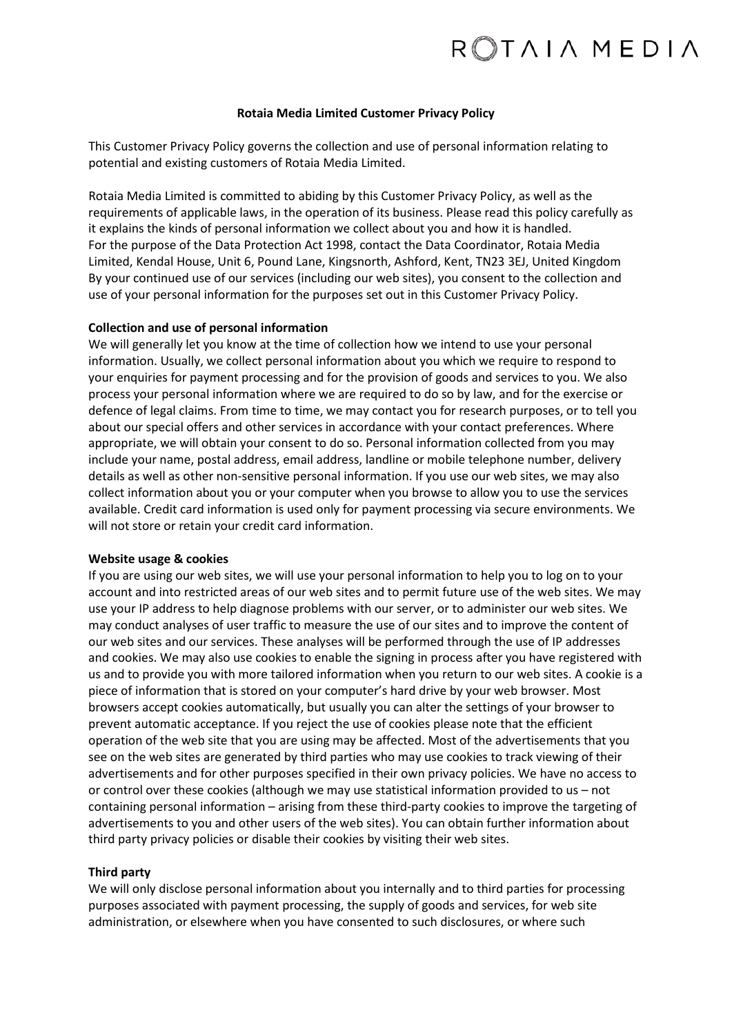# Rotaia Media Limited Customer Privacy Policy

This Customer Privacy Policy governs the collection and use of personal information relating to potential and existing customers of Rotaia Media Limited.

Rotaia Media Limited is committed to abiding by this Customer Privacy Policy, as well as the requirements of applicable laws, in the operation of its business. Please read this policy carefully as it explains the kinds of personal information we collect about you and how it is handled. For the purpose of the Data Protection Act 1998, contact the Data Coordinator, Rotaia Media Limited, Kendal House, Unit 6, Pound Lane, Kingsnorth, Ashford, Kent, TN23 3EJ, United Kingdom By your continued use of our services (including our web sites), you consent to the collection and use of your personal information for the purposes set out in this Customer Privacy Policy.

**Collection and use of personal information**

We will generally let you know at the time of collection how we intend to use your personal information. Usually, we collect personal information about you which we require to respond to your enquiries for payment processing and for the provision of goods and services to you. We also process your personal information where we are required to do so by law, and for the exercise or defence of legal claims. From time to time, we may contact you for research purposes, or to tell you about our special offers and other services in accordance with your contact preferences. Where appropriate, we will obtain your consent to do so. Personal information collected from you may include your name, postal address, email address, landline or mobile telephone number, delivery details as well as other non-sensitive personal information. If you use our web sites, we may also collect information about you or your computer when you browse to allow you to use the services available. Credit card information is used only for payment processing via secure environments. We will not store or retain your credit card information.

**Website usage & cookies**

If you are using our web sites, we will use your personal information to help you to log on to your account and into restricted areas of our web sites and to permit future use of the web sites. We may use your IP address to help diagnose problems with our server, or to administer our web sites. We may conduct analyses of user traffic to measure the use of our sites and to improve the content of our web sites and our services. These analyses will be performed through the use of IP addresses and cookies. We may also use cookies to enable the signing in process after you have registered with us and to provide you with more tailored information when you return to our web sites. A cookie is a piece of information that is stored on your computer's hard drive by your web browser. Most browsers accept cookies automatically, but usually you can alter the settings of your browser to prevent automatic acceptance. If you reject the use of cookies please note that the efficient operation of the web site that you are using may be affected. Most of the advertisements that you see on the web sites are generated by third parties who may use cookies to track viewing of their advertisements and for other purposes specified in their own privacy policies. We have no access to or control over these cookies (although we may use statistical information provided to us – not containing personal information – arising from these third-party cookies to improve the targeting of advertisements to you and other users of the web sites). You can obtain further information about third party privacy policies or disable their cookies by visiting their web sites.

**Third party**

We will only disclose personal information about you internally and to third parties for processing purposes associated with payment processing, the supply of goods and services, for web site administration, or elsewhere when you have consented to such disclosures, or where such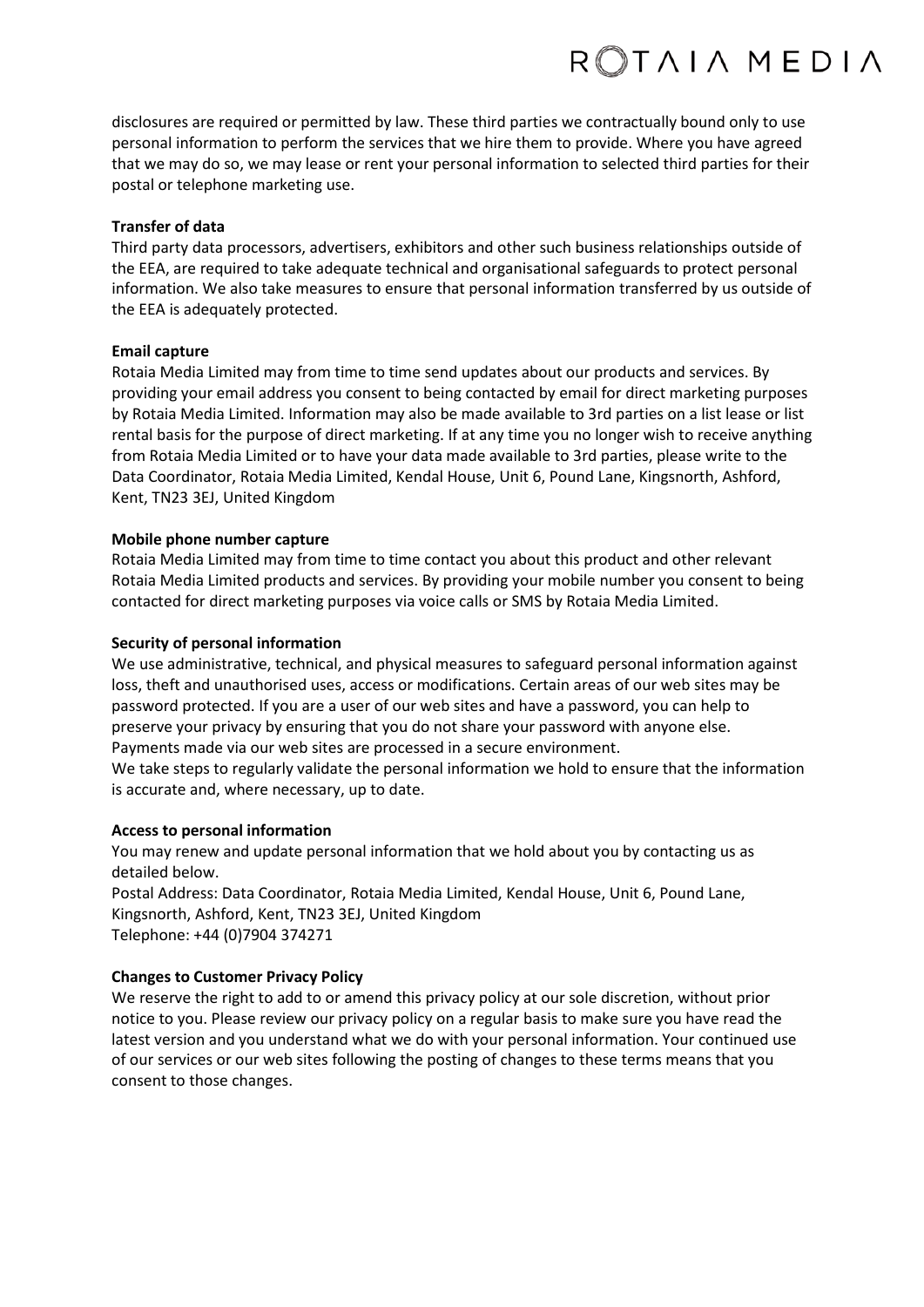disclosures are required or permitted by law. These third parties we contractually bound only to use personal information to perform the services that we hire them to provide. Where you have agreed that we may do so, we may lease or rent your personal information to selected third parties for their postal or telephone marketing use.

**Transfer of data**

Third party data processors, advertisers, exhibitors and other such business relationships outside of the EEA, are required to take adequate technical and organisational safeguards to protect personal information. We also take measures to ensure that personal information transferred by us outside of the EEA is adequately protected.

**Email capture**

Rotaia Media Limited may from time to time send updates about our products and services. By providing your email address you consent to being contacted by email for direct marketing purposes by Rotaia Media Limited. Information may also be made available to 3rd parties on a list lease or list rental basis for the purpose of direct marketing. If at any time you no longer wish to receive anything from Rotaia Media Limited or to have your data made available to 3rd parties, please write to the Data Coordinator, Rotaia Media Limited, Kendal House, Unit 6, Pound Lane, Kingsnorth, Ashford, Kent, TN23 3EJ, United Kingdom

**Mobile phone number capture**

Rotaia Media Limited may from time to time contact you about this product and other relevant Rotaia Media Limited products and services. By providing your mobile number you consent to being contacted for direct marketing purposes via voice calls or SMS by Rotaia Media Limited.

**Security of personal information**

We use administrative, technical, and physical measures to safeguard personal information against loss, theft and unauthorised uses, access or modifications. Certain areas of our web sites may be password protected. If you are a user of our web sites and have a password, you can help to preserve your privacy by ensuring that you do not share your password with anyone else. Payments made via our web sites are processed in a secure environment.
We take steps to regularly validate the personal information we hold to ensure that the information is accurate and, where necessary, up to date.

**Access to personal information**

You may renew and update personal information that we hold about you by contacting us as detailed below.
Postal Address: Data Coordinator, Rotaia Media Limited, Kendal House, Unit 6, Pound Lane, Kingsnorth, Ashford, Kent, TN23 3EJ, United Kingdom
Telephone: +44 (0)7904 374271

**Changes to Customer Privacy Policy**

We reserve the right to add to or amend this privacy policy at our sole discretion, without prior notice to you. Please review our privacy policy on a regular basis to make sure you have read the latest version and you understand what we do with your personal information. Your continued use of our services or our web sites following the posting of changes to these terms means that you consent to those changes.